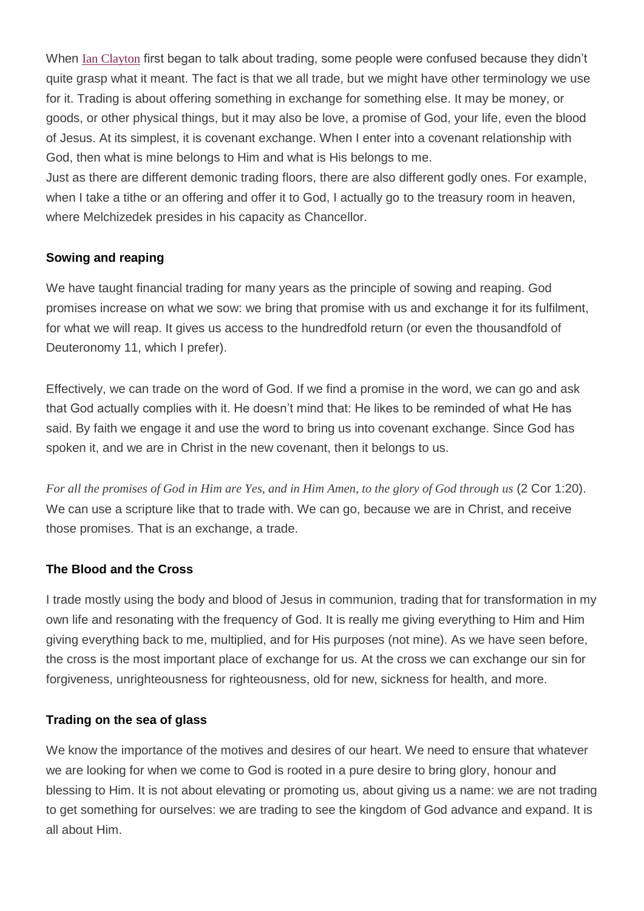When [Ian Clayton](#) first began to talk about trading, some people were confused because they didn't quite grasp what it meant. The fact is that we all trade, but we might have other terminology we use for it. Trading is about offering something in exchange for something else. It may be money, or goods, or other physical things, but it may also be love, a promise of God, your life, even the blood of Jesus. At its simplest, it is covenant exchange. When I enter into a covenant relationship with God, then what is mine belongs to Him and what is His belongs to me.
Just as there are different demonic trading floors, there are also different godly ones. For example, when I take a tithe or an offering and offer it to God, I actually go to the treasury room in heaven, where Melchizedek presides in his capacity as Chancellor.

### Sowing and reaping

We have taught financial trading for many years as the principle of sowing and reaping. God promises increase on what we sow: we bring that promise with us and exchange it for its fulfilment, for what we will reap. It gives us access to the hundredfold return (or even the thousandfold of Deuteronomy 11, which I prefer).

Effectively, we can trade on the word of God. If we find a promise in the word, we can go and ask that God actually complies with it. He doesn't mind that: He likes to be reminded of what He has said. By faith we engage it and use the word to bring us into covenant exchange. Since God has spoken it, and we are in Christ in the new covenant, then it belongs to us.

*For all the promises of God in Him are Yes, and in Him Amen, to the glory of God through us* (2 Cor 1:20). We can use a scripture like that to trade with. We can go, because we are in Christ, and receive those promises. That is an exchange, a trade.

### The Blood and the Cross

I trade mostly using the body and blood of Jesus in communion, trading that for transformation in my own life and resonating with the frequency of God. It is really me giving everything to Him and Him giving everything back to me, multiplied, and for His purposes (not mine). As we have seen before, the cross is the most important place of exchange for us. At the cross we can exchange our sin for forgiveness, unrighteousness for righteousness, old for new, sickness for health, and more.

### Trading on the sea of glass

We know the importance of the motives and desires of our heart. We need to ensure that whatever we are looking for when we come to God is rooted in a pure desire to bring glory, honour and blessing to Him. It is not about elevating or promoting us, about giving us a name: we are not trading to get something for ourselves: we are trading to see the kingdom of God advance and expand. It is all about Him.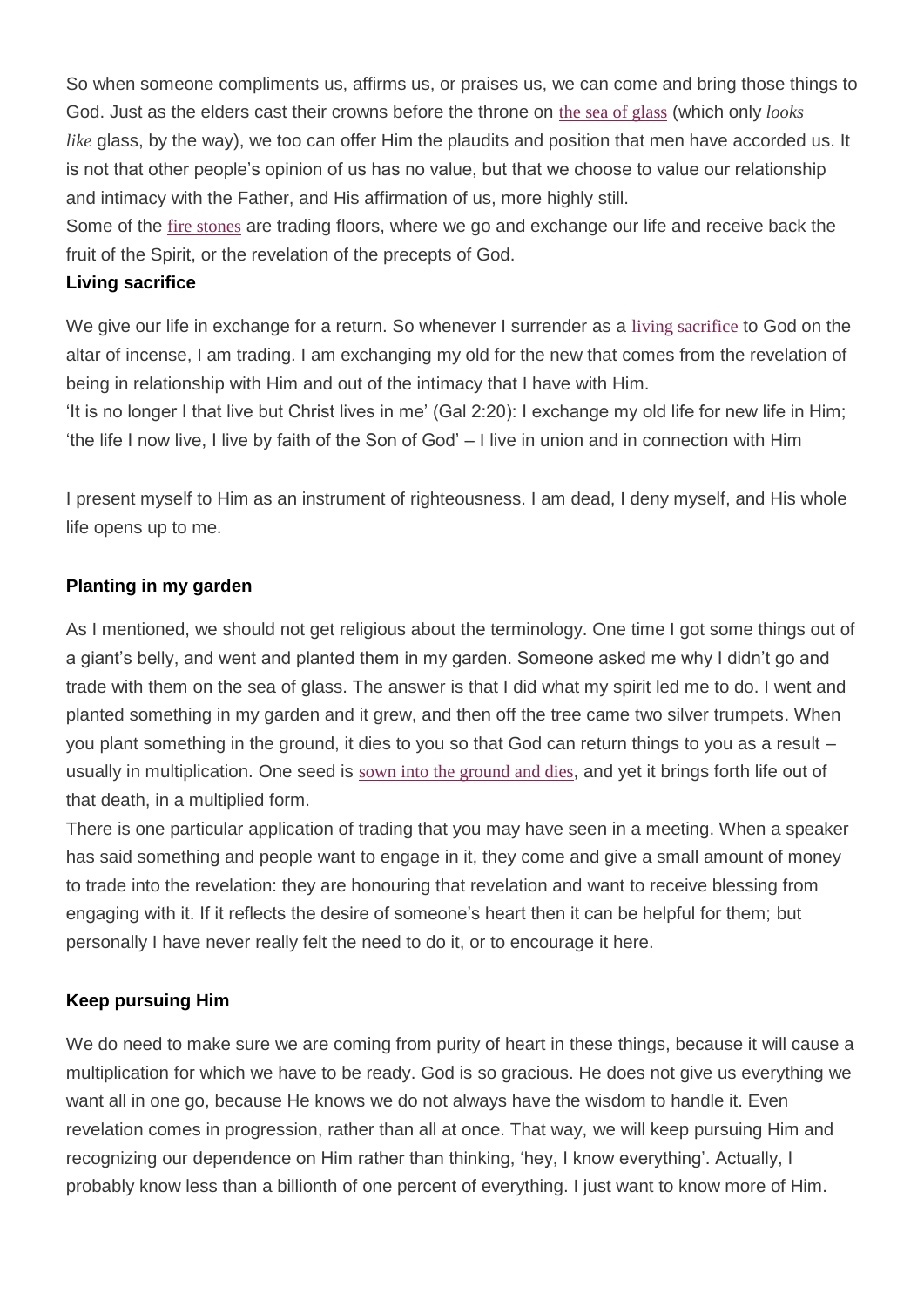So when someone compliments us, affirms us, or praises us, we can come and bring those things to God. Just as the elders cast their crowns before the throne on the sea of glass (which only *looks like* glass, by the way), we too can offer Him the plaudits and position that men have accorded us. It is not that other people's opinion of us has no value, but that we choose to value our relationship and intimacy with the Father, and His affirmation of us, more highly still.

Some of the fire stones are trading floors, where we go and exchange our life and receive back the fruit of the Spirit, or the revelation of the precepts of God.

**Living sacrifice**

We give our life in exchange for a return. So whenever I surrender as a living sacrifice to God on the altar of incense, I am trading. I am exchanging my old for the new that comes from the revelation of being in relationship with Him and out of the intimacy that I have with Him.

'It is no longer I that live but Christ lives in me' (Gal 2:20): I exchange my old life for new life in Him; 'the life I now live, I live by faith of the Son of God' – I live in union and in connection with Him

I present myself to Him as an instrument of righteousness. I am dead, I deny myself, and His whole life opens up to me.

**Planting in my garden**

As I mentioned, we should not get religious about the terminology. One time I got some things out of a giant's belly, and went and planted them in my garden. Someone asked me why I didn't go and trade with them on the sea of glass. The answer is that I did what my spirit led me to do. I went and planted something in my garden and it grew, and then off the tree came two silver trumpets. When you plant something in the ground, it dies to you so that God can return things to you as a result – usually in multiplication. One seed is sown into the ground and dies, and yet it brings forth life out of that death, in a multiplied form.

There is one particular application of trading that you may have seen in a meeting. When a speaker has said something and people want to engage in it, they come and give a small amount of money to trade into the revelation: they are honouring that revelation and want to receive blessing from engaging with it. If it reflects the desire of someone's heart then it can be helpful for them; but personally I have never really felt the need to do it, or to encourage it here.

**Keep pursuing Him**

We do need to make sure we are coming from purity of heart in these things, because it will cause a multiplication for which we have to be ready. God is so gracious. He does not give us everything we want all in one go, because He knows we do not always have the wisdom to handle it. Even revelation comes in progression, rather than all at once. That way, we will keep pursuing Him and recognizing our dependence on Him rather than thinking, 'hey, I know everything'. Actually, I probably know less than a billionth of one percent of everything. I just want to know more of Him.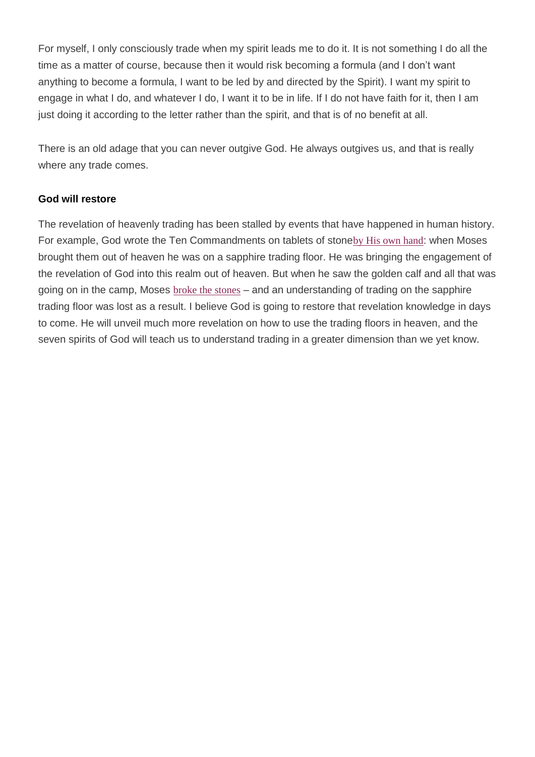For myself, I only consciously trade when my spirit leads me to do it. It is not something I do all the time as a matter of course, because then it would risk becoming a formula (and I don't want anything to become a formula, I want to be led by and directed by the Spirit). I want my spirit to engage in what I do, and whatever I do, I want it to be in life. If I do not have faith for it, then I am just doing it according to the letter rather than the spirit, and that is of no benefit at all.

There is an old adage that you can never outgive God. He always outgives us, and that is really where any trade comes.

**God will restore**

The revelation of heavenly trading has been stalled by events that have happened in human history. For example, God wrote the Ten Commandments on tablets of stoneby His own hand: when Moses brought them out of heaven he was on a sapphire trading floor. He was bringing the engagement of the revelation of God into this realm out of heaven. But when he saw the golden calf and all that was going on in the camp, Moses broke the stones – and an understanding of trading on the sapphire trading floor was lost as a result. I believe God is going to restore that revelation knowledge in days to come. He will unveil much more revelation on how to use the trading floors in heaven, and the seven spirits of God will teach us to understand trading in a greater dimension than we yet know.